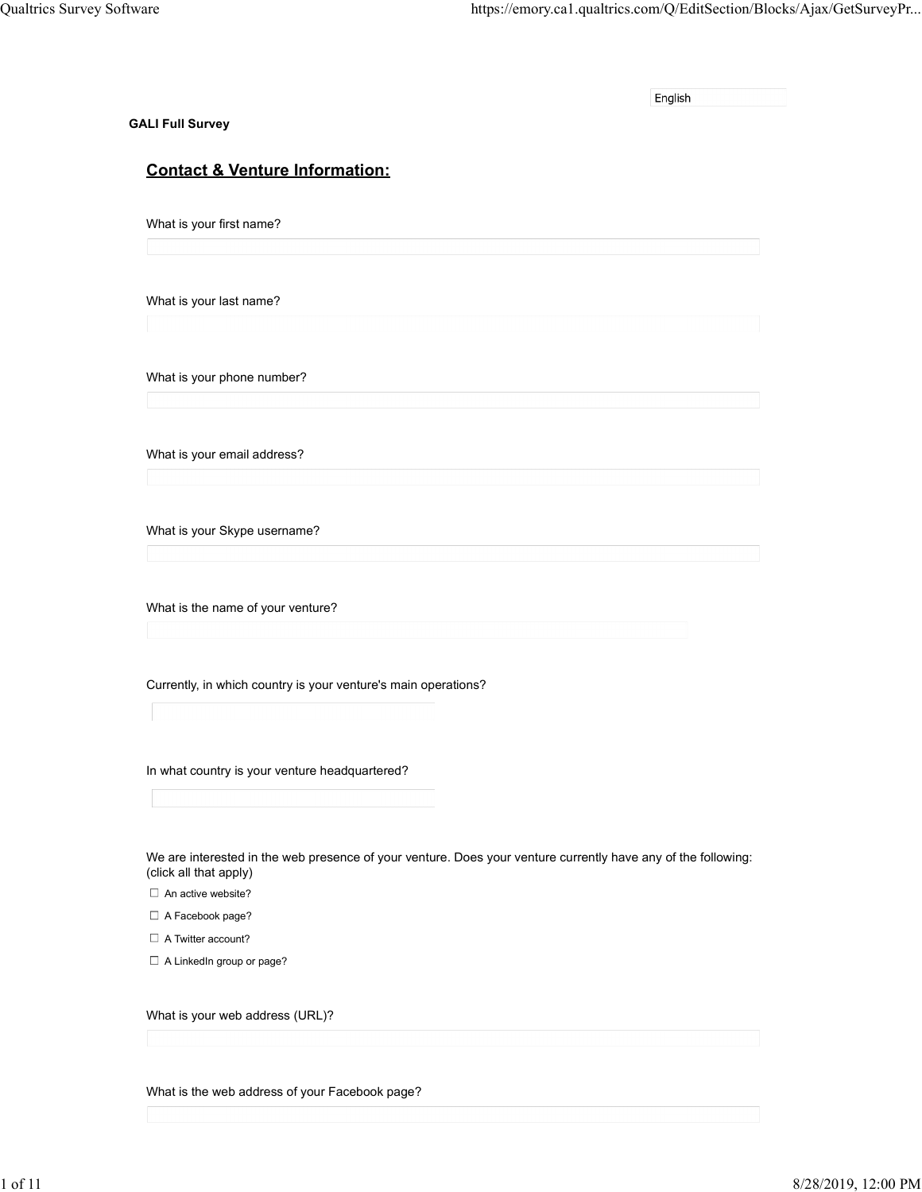English

**GALI Full Survey**

## Contact & Venture Information:

What is your first name?

What is your last name?

What is your phone number?

What is your email address?

What is your Skype username?

What is the name of your venture?

Currently, in which country is your venture's main operations?

In what country is your venture headquartered?

We are interested in the web presence of your venture. Does your venture currently have any of the following: (click all that apply)

- ☐ An active website?
- ☐ A Facebook page?
- ☐ A Twitter account?
- ☐ A LinkedIn group or page?

What is your web address (URL)?

What is the web address of your Facebook page?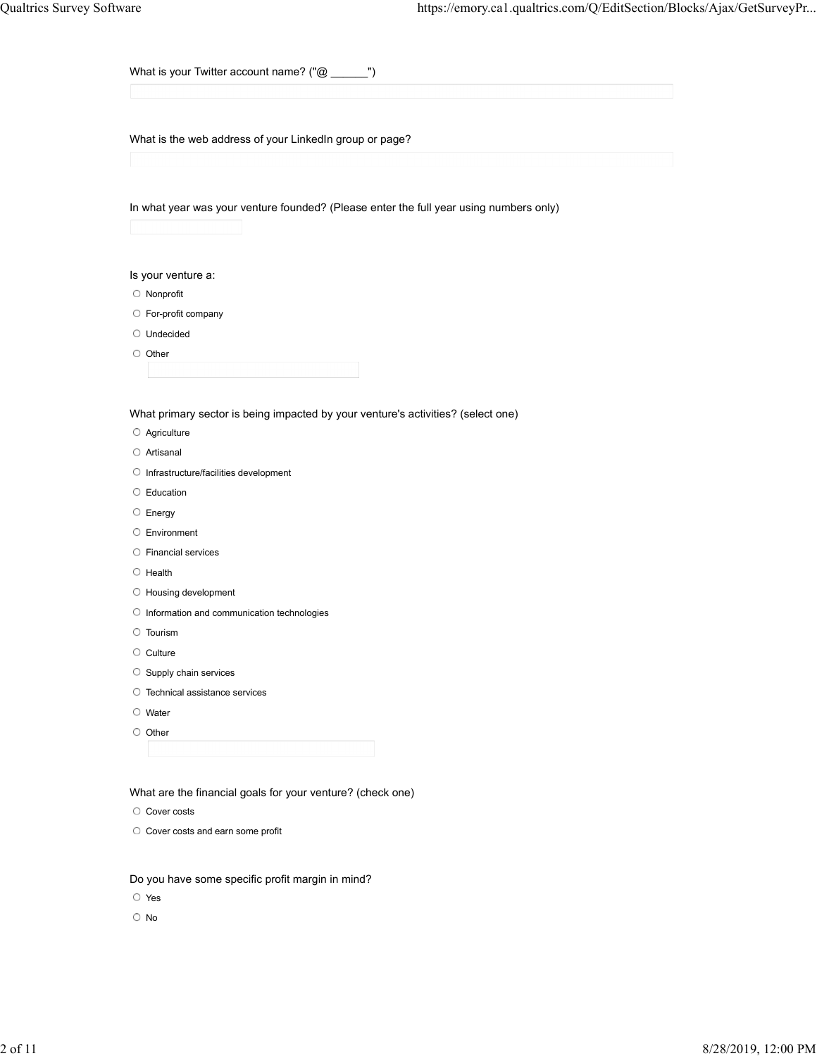What is your Twitter account name? ("@ ______")

What is the web address of your LinkedIn group or page?

In what year was your venture founded? (Please enter the full year using numbers only)

Is your venture a:

- Nonprofit
- For-profit company
- Undecided
- Other

What primary sector is being impacted by your venture's activities? (select one)

- Agriculture
- Artisanal
- Infrastructure/facilities development
- Education
- Energy
- Environment
- Financial services
- Health
- Housing development
- Information and communication technologies
- Tourism
- Culture
- Supply chain services
- Technical assistance services
- Water
- Other

What are the financial goals for your venture? (check one)

- Cover costs
- Cover costs and earn some profit

Do you have some specific profit margin in mind?

- Yes
- No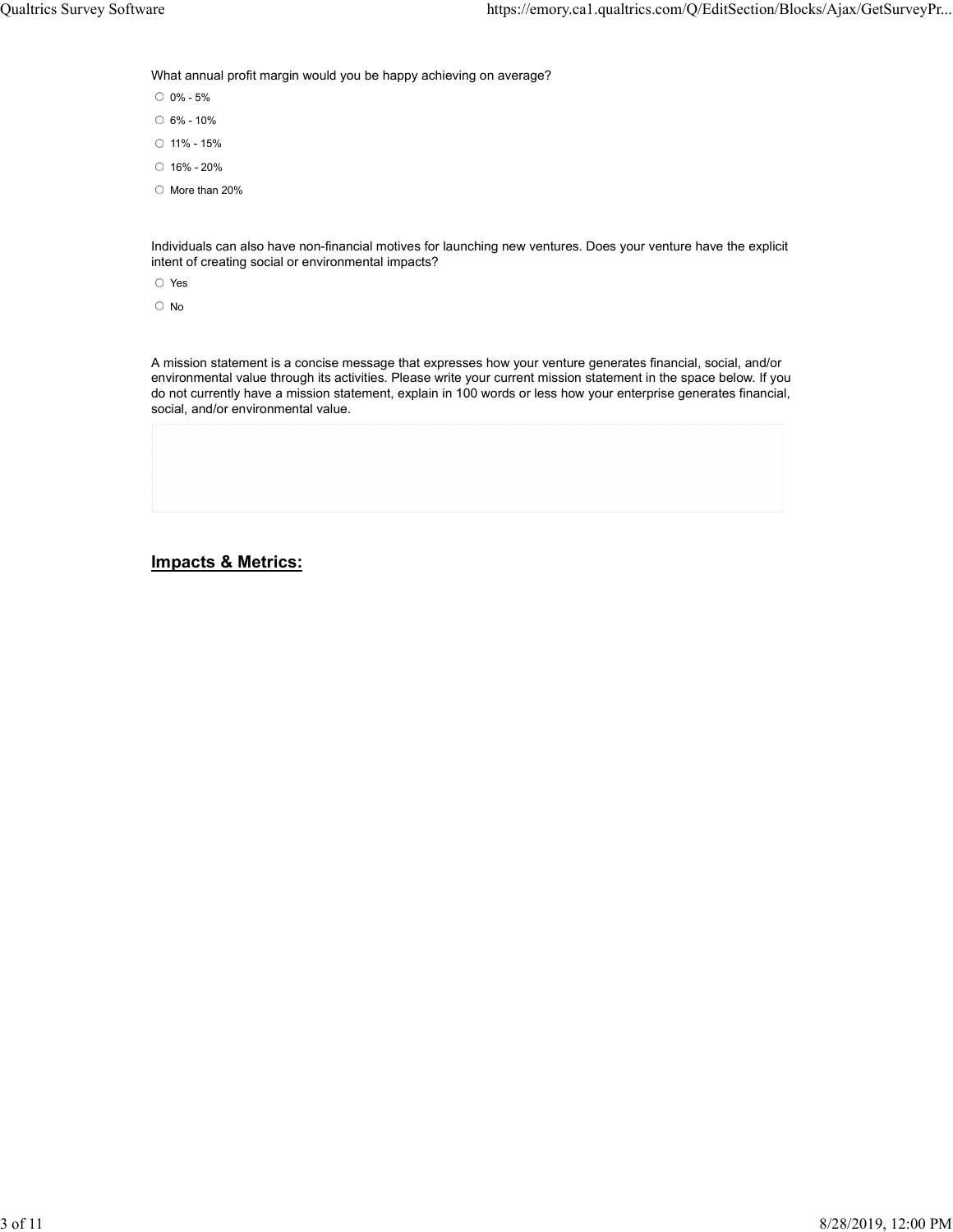What annual profit margin would you be happy achieving on average?

- 0% - 5%
- 6% - 10%
- 11% - 15%
- 16% - 20%
- More than 20%

Individuals can also have non-financial motives for launching new ventures. Does your venture have the explicit intent of creating social or environmental impacts?

- Yes
- No

A mission statement is a concise message that expresses how your venture generates financial, social, and/or environmental value through its activities. Please write your current mission statement in the space below. If you do not currently have a mission statement, explain in 100 words or less how your enterprise generates financial, social, and/or environmental value.

## **Impacts & Metrics:**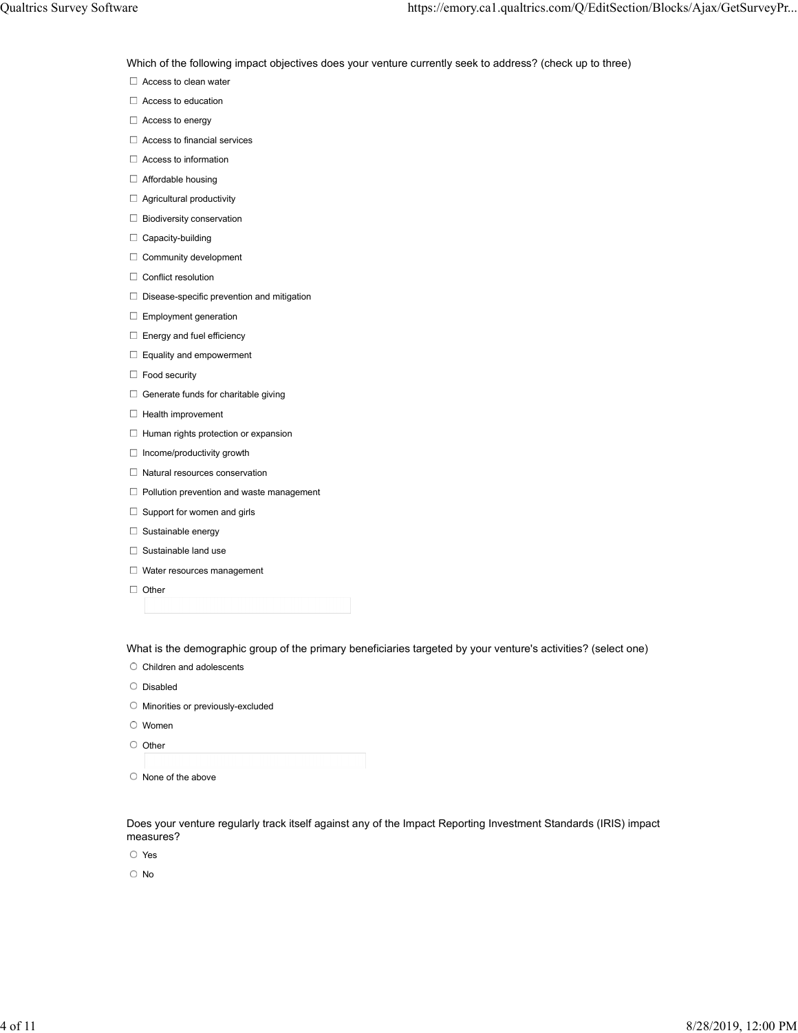Which of the following impact objectives does your venture currently seek to address? (check up to three)

- ☐ Access to clean water
- ☐ Access to education
- ☐ Access to energy
- ☐ Access to financial services
- ☐ Access to information
- ☐ Affordable housing
- ☐ Agricultural productivity
- ☐ Biodiversity conservation
- ☐ Capacity-building
- ☐ Community development
- ☐ Conflict resolution
- ☐ Disease-specific prevention and mitigation
- ☐ Employment generation
- ☐ Energy and fuel efficiency
- ☐ Equality and empowerment
- ☐ Food security
- ☐ Generate funds for charitable giving
- ☐ Health improvement
- ☐ Human rights protection or expansion
- ☐ Income/productivity growth
- ☐ Natural resources conservation
- ☐ Pollution prevention and waste management
- ☐ Support for women and girls
- ☐ Sustainable energy
- ☐ Sustainable land use
- ☐ Water resources management
- ☐ Other ____________

What is the demographic group of the primary beneficiaries targeted by your venture's activities? (select one)

- ○ Children and adolescents
- ○ Disabled
- ○ Minorities or previously-excluded
- ○ Women
- ○ Other ____________
- ○ None of the above

Does your venture regularly track itself against any of the Impact Reporting Investment Standards (IRIS) impact measures?

- ○ Yes
- ○ No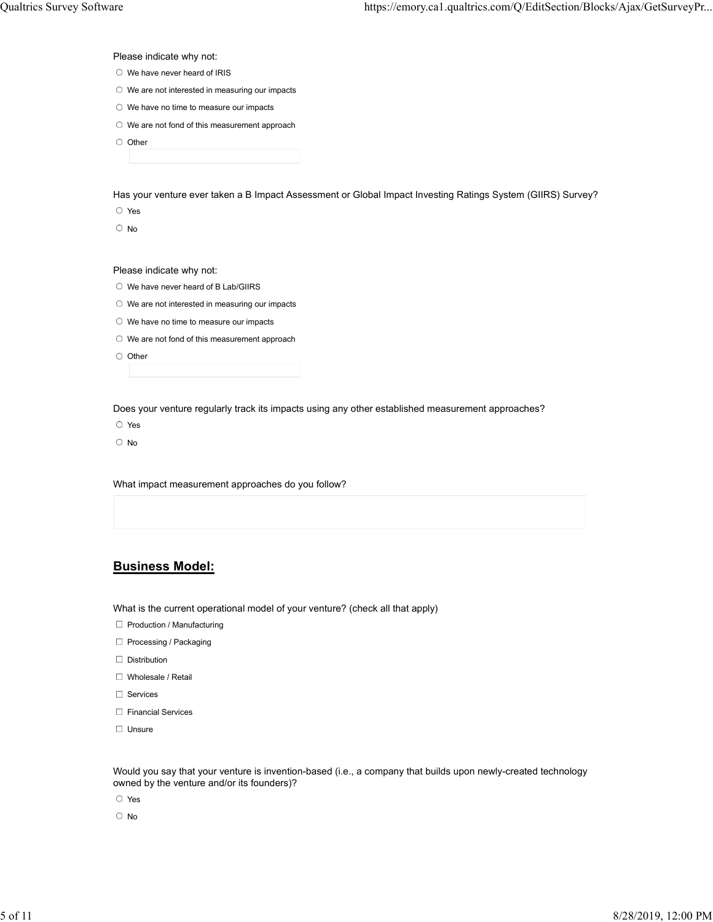Please indicate why not:

- ○ We have never heard of IRIS
- ○ We are not interested in measuring our impacts
- ○ We have no time to measure our impacts
- ○ We are not fond of this measurement approach
- ○ Other

Has your venture ever taken a B Impact Assessment or Global Impact Investing Ratings System (GIIRS) Survey?

- ○ Yes
- ○ No

Please indicate why not:

- ○ We have never heard of B Lab/GIIRS
- ○ We are not interested in measuring our impacts
- ○ We have no time to measure our impacts
- ○ We are not fond of this measurement approach
- ○ Other

Does your venture regularly track its impacts using any other established measurement approaches?

- ○ Yes
- ○ No

What impact measurement approaches do you follow?

## Business Model:

What is the current operational model of your venture? (check all that apply)

- ☐ Production / Manufacturing
- ☐ Processing / Packaging
- ☐ Distribution
- ☐ Wholesale / Retail
- ☐ Services
- ☐ Financial Services
- ☐ Unsure

Would you say that your venture is invention-based (i.e., a company that builds upon newly-created technology owned by the venture and/or its founders)?

- ○ Yes
- ○ No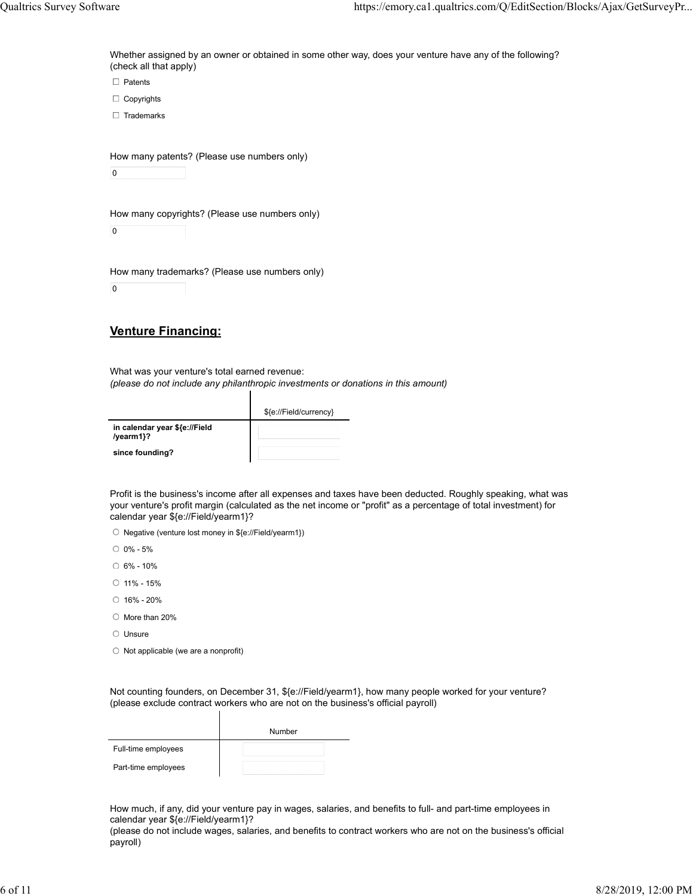Whether assigned by an owner or obtained in some other way, does your venture have any of the following? (check all that apply)

- ☐ Patents
- ☐ Copyrights
- ☐ Trademarks

How many patents? (Please use numbers only)

0

How many copyrights? (Please use numbers only)

0

How many trademarks? (Please use numbers only)

0

## Venture Financing:

What was your venture's total earned revenue:
*(please do not include any philanthropic investments or donations in this amount)*

| | ${e://Field/currency} |
|---|---|
| **in calendar year ${e://Field/yearm1}?** | |
| **since founding?** | |

Profit is the business's income after all expenses and taxes have been deducted. Roughly speaking, what was your venture's profit margin (calculated as the net income or "profit" as a percentage of total investment) for calendar year ${e://Field/yearm1}?

- ○ Negative (venture lost money in ${e://Field/yearm1})
- ○ 0% - 5%
- ○ 6% - 10%
- ○ 11% - 15%
- ○ 16% - 20%
- ○ More than 20%
- ○ Unsure
- ○ Not applicable (we are a nonprofit)

Not counting founders, on December 31, ${e://Field/yearm1}, how many people worked for your venture? (please exclude contract workers who are not on the business's official payroll)

| | Number |
|---|---|
| Full-time employees | |
| Part-time employees | |

How much, if any, did your venture pay in wages, salaries, and benefits to full- and part-time employees in calendar year ${e://Field/yearm1}?
(please do not include wages, salaries, and benefits to contract workers who are not on the business's official payroll)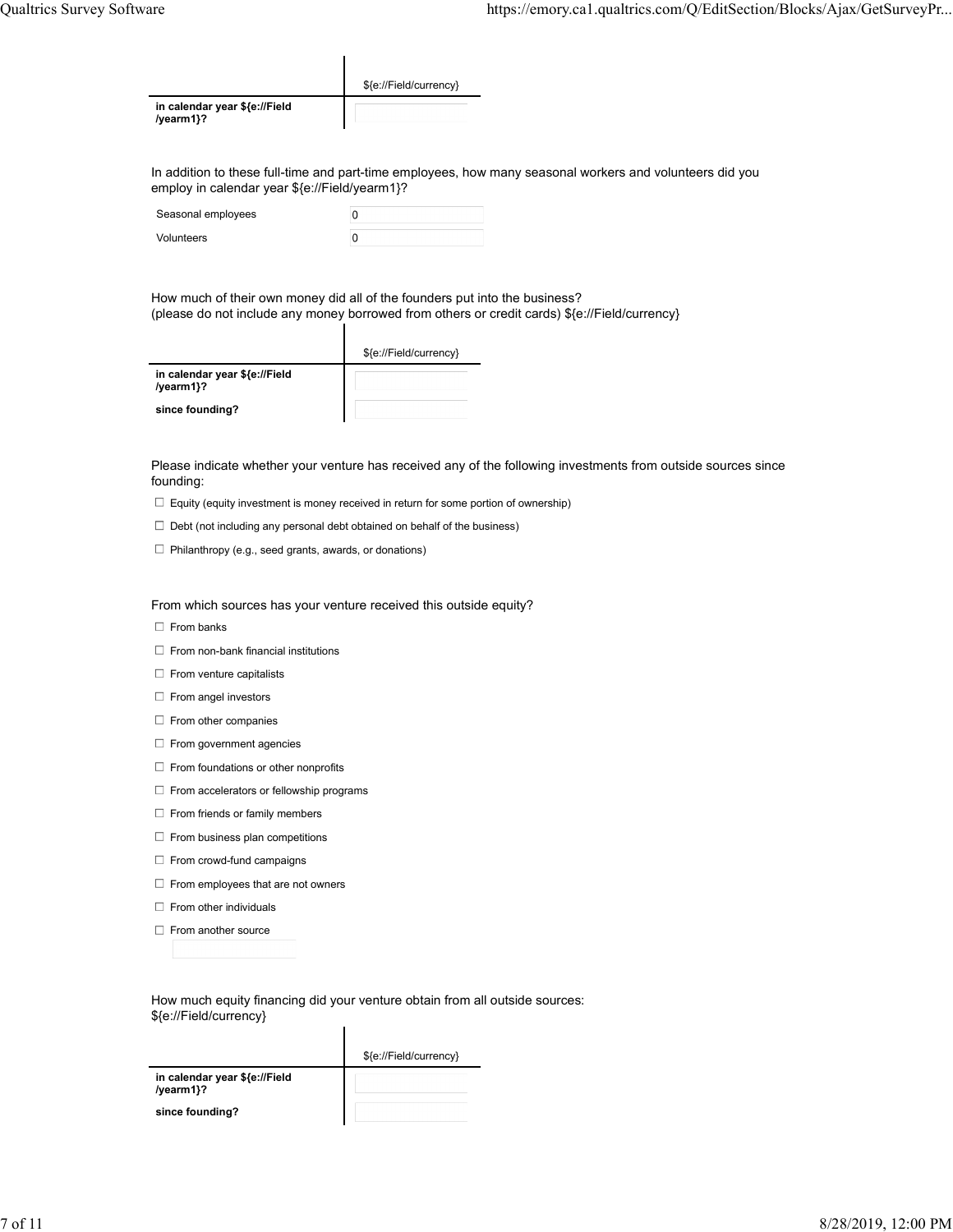| | ${e://Field/currency} |
| --- | --- |
| **in calendar year ${e://Field/yearm1}?** | |

In addition to these full-time and part-time employees, how many seasonal workers and volunteers did you employ in calendar year ${e://Field/yearm1}?

| | |
| --- | --- |
| Seasonal employees | 0 |
| Volunteers | 0 |

How much of their own money did all of the founders put into the business?
(please do not include any money borrowed from others or credit cards) ${e://Field/currency}

| | ${e://Field/currency} |
| --- | --- |
| **in calendar year ${e://Field/yearm1}?** | |
| **since founding?** | |

Please indicate whether your venture has received any of the following investments from outside sources since founding:

- ☐ Equity (equity investment is money received in return for some portion of ownership)
- ☐ Debt (not including any personal debt obtained on behalf of the business)
- ☐ Philanthropy (e.g., seed grants, awards, or donations)

From which sources has your venture received this outside equity?

- ☐ From banks
- ☐ From non-bank financial institutions
- ☐ From venture capitalists
- ☐ From angel investors
- ☐ From other companies
- ☐ From government agencies
- ☐ From foundations or other nonprofits
- ☐ From accelerators or fellowship programs
- ☐ From friends or family members
- ☐ From business plan competitions
- ☐ From crowd-fund campaigns
- ☐ From employees that are not owners
- ☐ From other individuals
- ☐ From another source

How much equity financing did your venture obtain from all outside sources:
${e://Field/currency}

| | ${e://Field/currency} |
| --- | --- |
| **in calendar year ${e://Field/yearm1}?** | |
| **since founding?** | |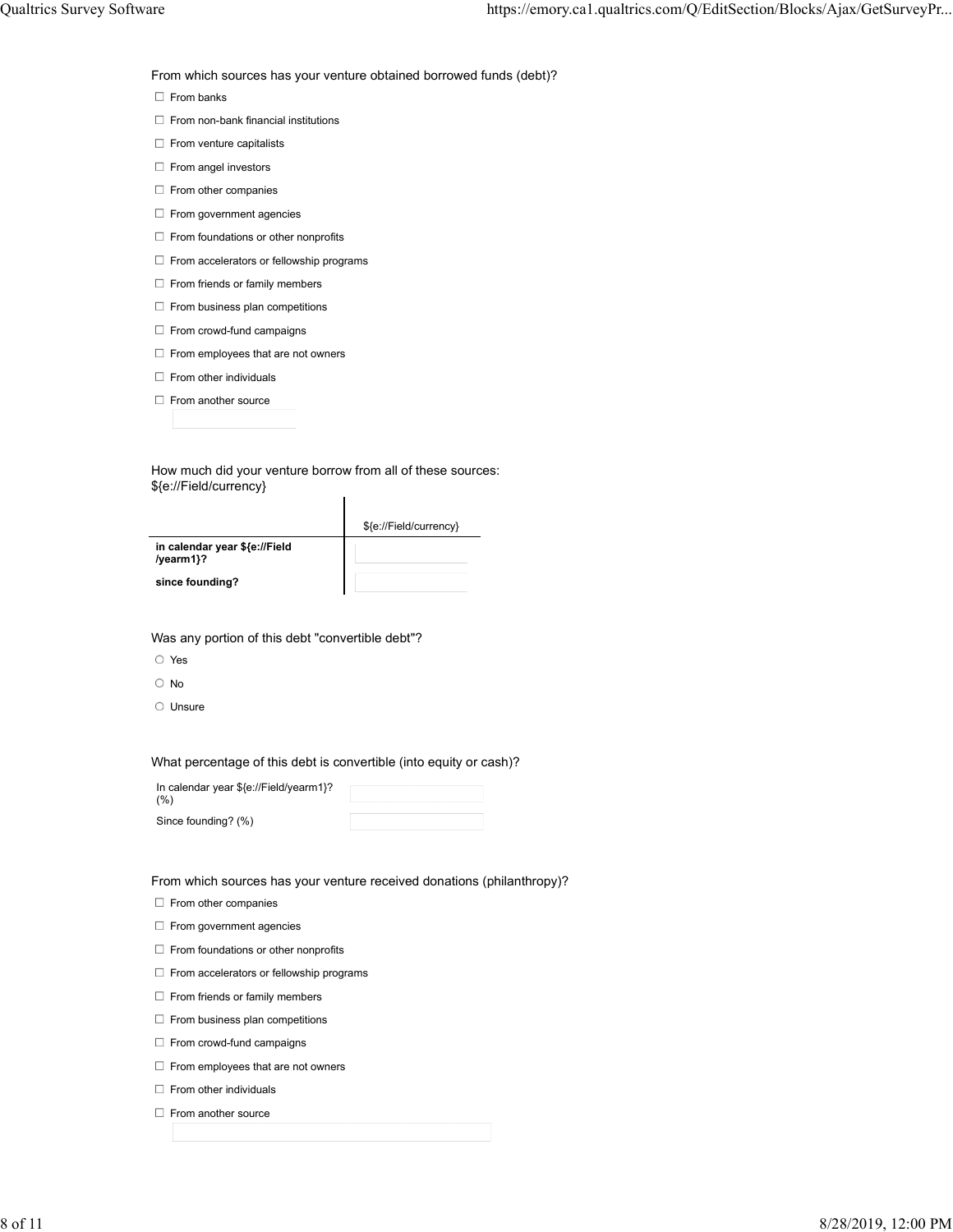From which sources has your venture obtained borrowed funds (debt)?

- ☐ From banks
- ☐ From non-bank financial institutions
- ☐ From venture capitalists
- ☐ From angel investors
- ☐ From other companies
- ☐ From government agencies
- ☐ From foundations or other nonprofits
- ☐ From accelerators or fellowship programs
- ☐ From friends or family members
- ☐ From business plan competitions
- ☐ From crowd-fund campaigns
- ☐ From employees that are not owners
- ☐ From other individuals
- ☐ From another source

How much did your venture borrow from all of these sources: ${e://Field/currency}

| | ${e://Field/currency} |
|---|---|
| **in calendar year ${e://Field/yearm1}?** | |
| **since founding?** | |

Was any portion of this debt "convertible debt"?

- ○ Yes
- ○ No
- ○ Unsure

What percentage of this debt is convertible (into equity or cash)?

| | |
|---|---|
| In calendar year ${e://Field/yearm1}? (%) | |
| Since founding? (%) | |

From which sources has your venture received donations (philanthropy)?

- ☐ From other companies
- ☐ From government agencies
- ☐ From foundations or other nonprofits
- ☐ From accelerators or fellowship programs
- ☐ From friends or family members
- ☐ From business plan competitions
- ☐ From crowd-fund campaigns
- ☐ From employees that are not owners
- ☐ From other individuals
- ☐ From another source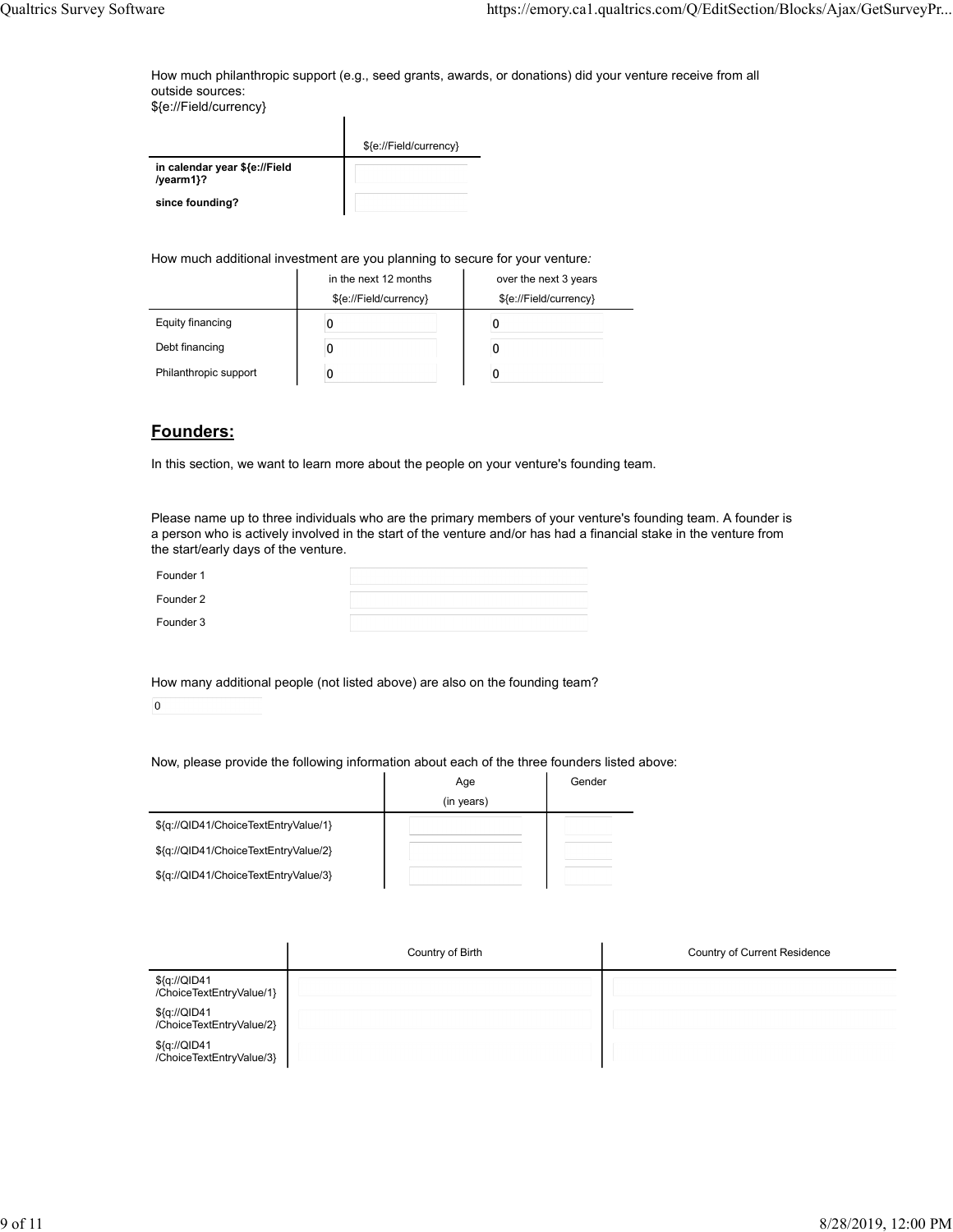How much philanthropic support (e.g., seed grants, awards, or donations) did your venture receive from all outside sources:
${e://Field/currency}

| | ${e://Field/currency} |
|---|---|
| **in calendar year ${e://Field/yearm1}?** | |
| **since founding?** | |

How much additional investment are you planning to secure for your venture*:*

| | in the next 12 months ${e://Field/currency} | over the next 3 years ${e://Field/currency} |
|---|---|---|
| Equity financing | 0 | 0 |
| Debt financing | 0 | 0 |
| Philanthropic support | 0 | 0 |

## **Founders:**

In this section, we want to learn more about the people on your venture's founding team.

Please name up to three individuals who are the primary members of your venture's founding team. A founder is a person who is actively involved in the start of the venture and/or has had a financial stake in the venture from the start/early days of the venture.

| | |
|---|---|
| Founder 1 | |
| Founder 2 | |
| Founder 3 | |

How many additional people (not listed above) are also on the founding team?

0

Now, please provide the following information about each of the three founders listed above:

| | Age (in years) | Gender |
|---|---|---|
| ${q://QID41/ChoiceTextEntryValue/1} | | |
| ${q://QID41/ChoiceTextEntryValue/2} | | |
| ${q://QID41/ChoiceTextEntryValue/3} | | |

| | Country of Birth | Country of Current Residence |
|---|---|---|
| ${q://QID41/ChoiceTextEntryValue/1} | | |
| ${q://QID41/ChoiceTextEntryValue/2} | | |
| ${q://QID41/ChoiceTextEntryValue/3} | | |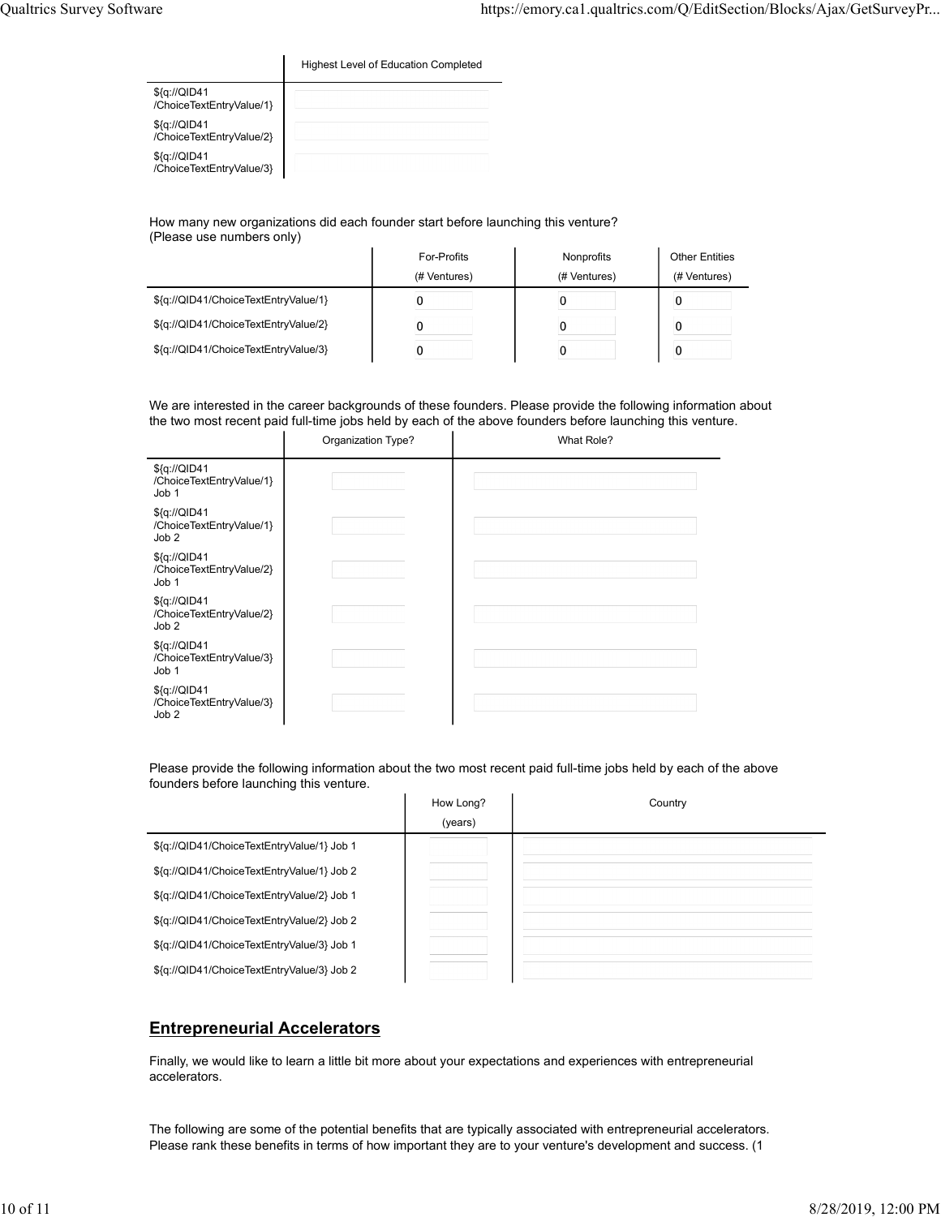| | Highest Level of Education Completed |
|---|---|
| ${q://QID41/ChoiceTextEntryValue/1} | |
| ${q://QID41/ChoiceTextEntryValue/2} | |
| ${q://QID41/ChoiceTextEntryValue/3} | |

How many new organizations did each founder start before launching this venture?
(Please use numbers only)

| | For-Profits (# Ventures) | Nonprofits (# Ventures) | Other Entities (# Ventures) |
|---|---|---|---|
| ${q://QID41/ChoiceTextEntryValue/1} | 0 | 0 | 0 |
| ${q://QID41/ChoiceTextEntryValue/2} | 0 | 0 | 0 |
| ${q://QID41/ChoiceTextEntryValue/3} | 0 | 0 | 0 |

We are interested in the career backgrounds of these founders. Please provide the following information about the two most recent paid full-time jobs held by each of the above founders before launching this venture.

| | Organization Type? | What Role? |
|---|---|---|
| ${q://QID41/ChoiceTextEntryValue/1} Job 1 | | |
| ${q://QID41/ChoiceTextEntryValue/1} Job 2 | | |
| ${q://QID41/ChoiceTextEntryValue/2} Job 1 | | |
| ${q://QID41/ChoiceTextEntryValue/2} Job 2 | | |
| ${q://QID41/ChoiceTextEntryValue/3} Job 1 | | |
| ${q://QID41/ChoiceTextEntryValue/3} Job 2 | | |

Please provide the following information about the two most recent paid full-time jobs held by each of the above founders before launching this venture.

| | How Long? (years) | Country |
|---|---|---|
| ${q://QID41/ChoiceTextEntryValue/1} Job 1 | | |
| ${q://QID41/ChoiceTextEntryValue/1} Job 2 | | |
| ${q://QID41/ChoiceTextEntryValue/2} Job 1 | | |
| ${q://QID41/ChoiceTextEntryValue/2} Job 2 | | |
| ${q://QID41/ChoiceTextEntryValue/3} Job 1 | | |
| ${q://QID41/ChoiceTextEntryValue/3} Job 2 | | |

## Entrepreneurial Accelerators

Finally, we would like to learn a little bit more about your expectations and experiences with entrepreneurial accelerators.

The following are some of the potential benefits that are typically associated with entrepreneurial accelerators. Please rank these benefits in terms of how important they are to your venture's development and success. (1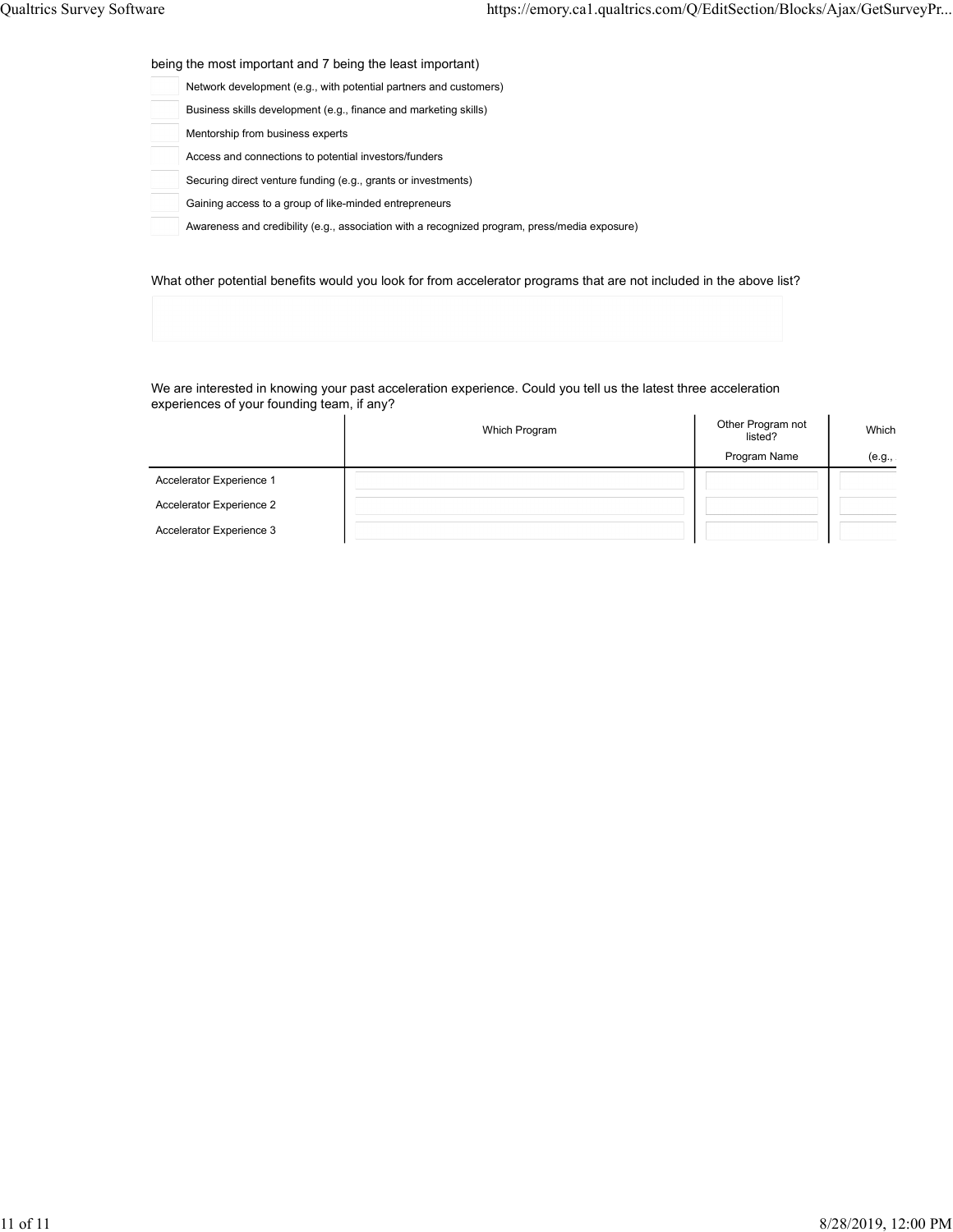being the most important and 7 being the least important)

- Network development (e.g., with potential partners and customers)
- Business skills development (e.g., finance and marketing skills)
- Mentorship from business experts
- Access and connections to potential investors/funders
- Securing direct venture funding (e.g., grants or investments)
- Gaining access to a group of like-minded entrepreneurs
- Awareness and credibility (e.g., association with a recognized program, press/media exposure)

What other potential benefits would you look for from accelerator programs that are not included in the above list?

We are interested in knowing your past acceleration experience. Could you tell us the latest three acceleration experiences of your founding team, if any?

| | Which Program | Other Program not listed? | Which |
|---|---|---|---|
| | | Program Name | (e.g., |
| Accelerator Experience 1 | | | |
| Accelerator Experience 2 | | | |
| Accelerator Experience 3 | | | |